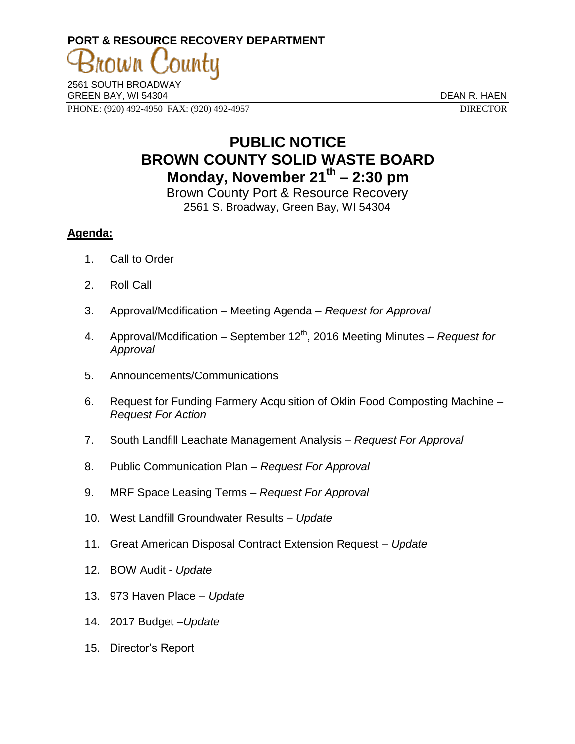**PORT & RESOURCE RECOVERY DEPARTMENT**

Brown County

2561 SOUTH BROADWAY
GREEN BAY, WI 54304

PHONE: (920) 492-4950 FAX: (920) 492-4957

DEAN R. HAEN
DIRECTOR

# PUBLIC NOTICE
# BROWN COUNTY SOLID WASTE BOARD
# Monday, November 21th – 2:30 pm

Brown County Port & Resource Recovery
2561 S. Broadway, Green Bay, WI 54304

**Agenda:**

1. Call to Order
2. Roll Call
3. Approval/Modification – Meeting Agenda – *Request for Approval*
4. Approval/Modification – September 12th, 2016 Meeting Minutes – *Request for Approval*
5. Announcements/Communications
6. Request for Funding Farmery Acquisition of Oklin Food Composting Machine – *Request For Action*
7. South Landfill Leachate Management Analysis – *Request For Approval*
8. Public Communication Plan – *Request For Approval*
9. MRF Space Leasing Terms – *Request For Approval*
10. West Landfill Groundwater Results – *Update*
11. Great American Disposal Contract Extension Request – *Update*
12. BOW Audit - *Update*
13. 973 Haven Place – *Update*
14. 2017 Budget –*Update*
15. Director's Report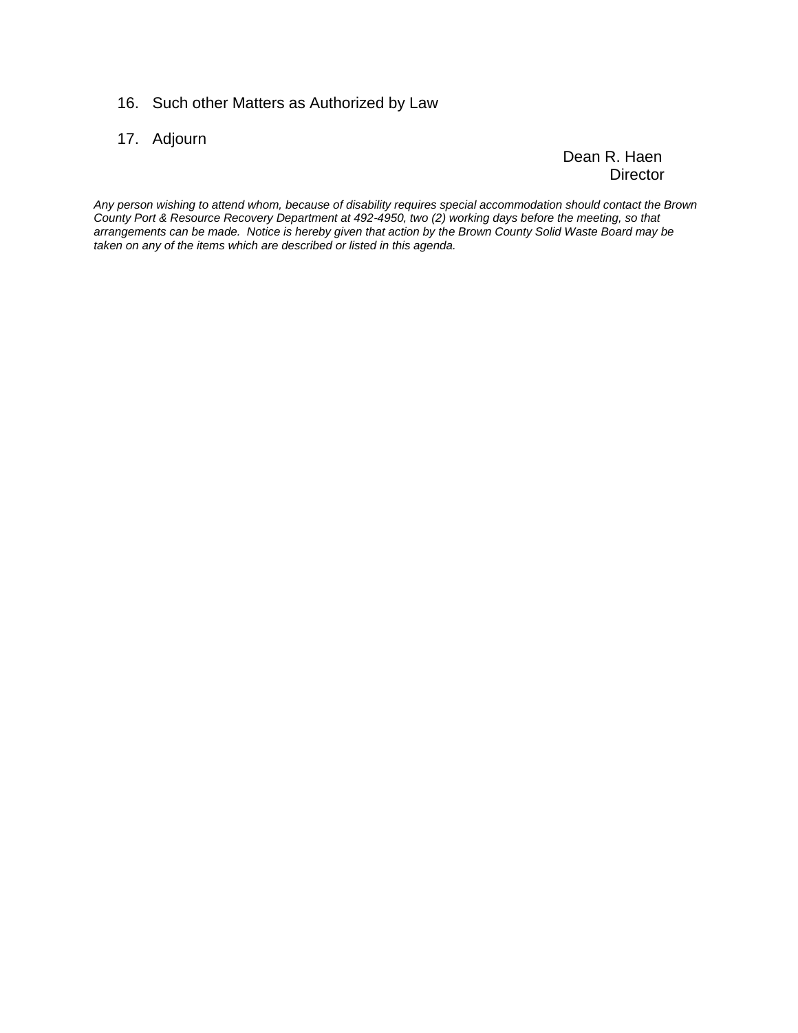16. Such other Matters as Authorized by Law

17. Adjourn

Dean R. Haen
Director

*Any person wishing to attend whom, because of disability requires special accommodation should contact the Brown County Port & Resource Recovery Department at 492-4950, two (2) working days before the meeting, so that arrangements can be made. Notice is hereby given that action by the Brown County Solid Waste Board may be taken on any of the items which are described or listed in this agenda.*